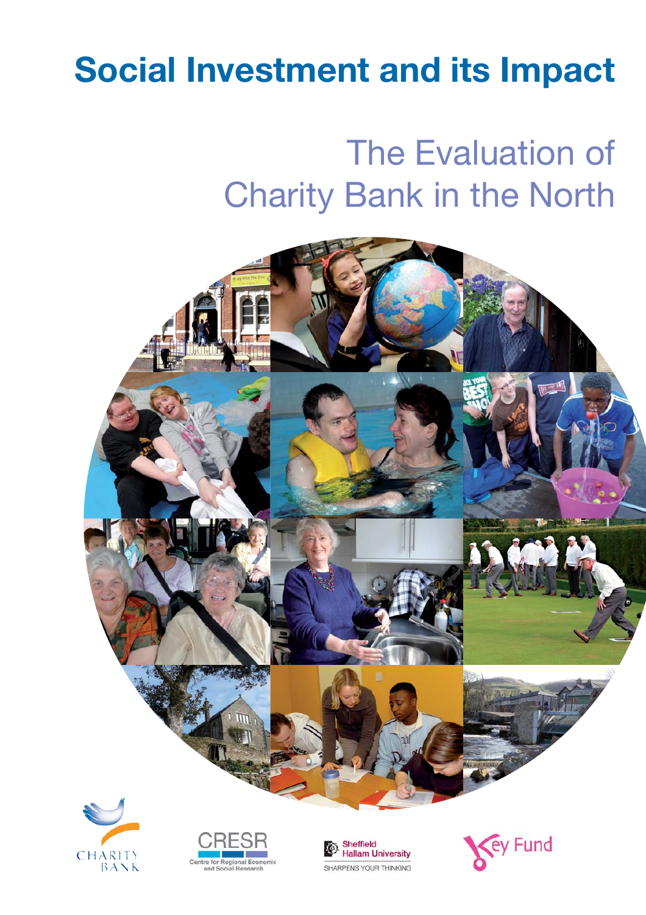# Social Investment and its Impact

## The Evaluation of Charity Bank in the North

CHARITY BANK

CRESR
Centre for Regional Economic and Social Research

Sheffield Hallam University
SHARPENS YOUR THINKING

Key Fund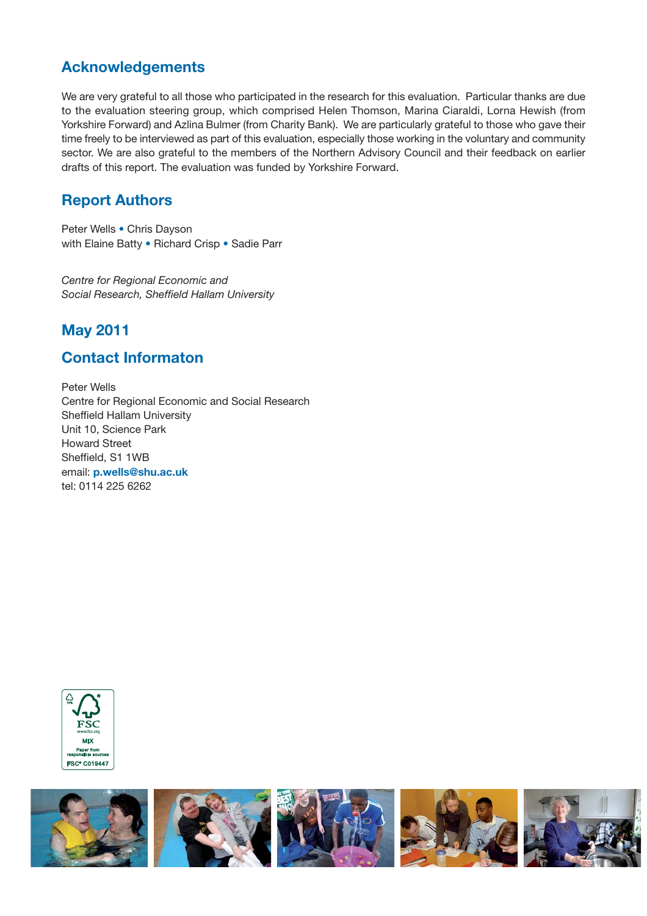## Acknowledgements

We are very grateful to all those who participated in the research for this evaluation. Particular thanks are due to the evaluation steering group, which comprised Helen Thomson, Marina Ciaraldi, Lorna Hewish (from Yorkshire Forward) and Azlina Bulmer (from Charity Bank). We are particularly grateful to those who gave their time freely to be interviewed as part of this evaluation, especially those working in the voluntary and community sector. We are also grateful to the members of the Northern Advisory Council and their feedback on earlier drafts of this report. The evaluation was funded by Yorkshire Forward.

## Report Authors

Peter Wells • Chris Dayson
with Elaine Batty • Richard Crisp • Sadie Parr

*Centre for Regional Economic and Social Research, Sheffield Hallam University*

## May 2011

## Contact Informaton

Peter Wells
Centre for Regional Economic and Social Research
Sheffield Hallam University
Unit 10, Science Park
Howard Street
Sheffield, S1 1WB
email: **p.wells@shu.ac.uk**
tel: 0114 225 6262

FSC www.fsc.org MIX Paper from responsible sources FSC® C019447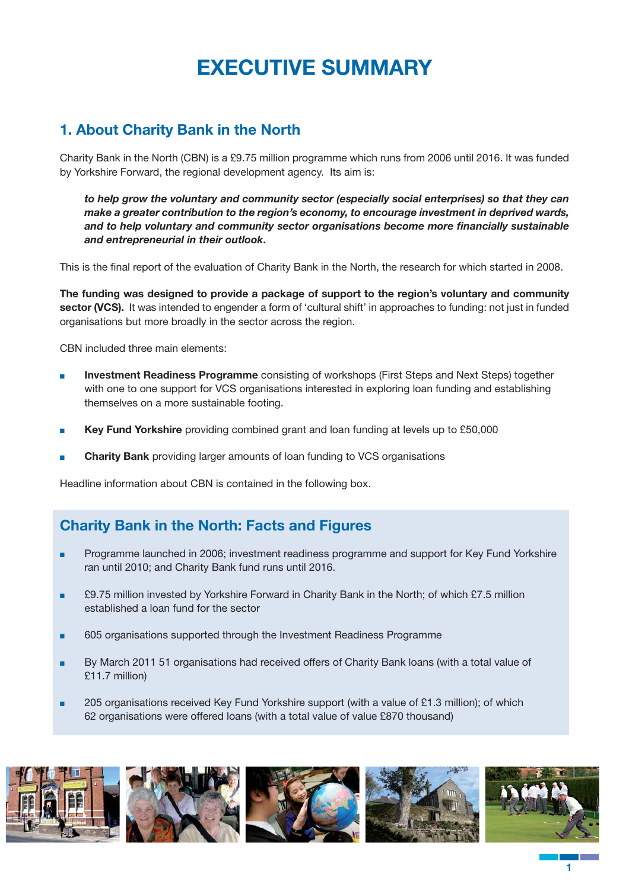# EXECUTIVE SUMMARY

## 1. About Charity Bank in the North

Charity Bank in the North (CBN) is a £9.75 million programme which runs from 2006 until 2016. It was funded by Yorkshire Forward, the regional development agency. Its aim is:

> ***to help grow the voluntary and community sector (especially social enterprises) so that they can make a greater contribution to the region's economy, to encourage investment in deprived wards, and to help voluntary and community sector organisations become more financially sustainable and entrepreneurial in their outlook.***

This is the final report of the evaluation of Charity Bank in the North, the research for which started in 2008.

**The funding was designed to provide a package of support to the region's voluntary and community sector (VCS).** It was intended to engender a form of 'cultural shift' in approaches to funding: not just in funded organisations but more broadly in the sector across the region.

CBN included three main elements:

- **Investment Readiness Programme** consisting of workshops (First Steps and Next Steps) together with one to one support for VCS organisations interested in exploring loan funding and establishing themselves on a more sustainable footing.
- **Key Fund Yorkshire** providing combined grant and loan funding at levels up to £50,000
- **Charity Bank** providing larger amounts of loan funding to VCS organisations

Headline information about CBN is contained in the following box.

### Charity Bank in the North: Facts and Figures

- Programme launched in 2006; investment readiness programme and support for Key Fund Yorkshire ran until 2010; and Charity Bank fund runs until 2016.
- £9.75 million invested by Yorkshire Forward in Charity Bank in the North; of which £7.5 million established a loan fund for the sector
- 605 organisations supported through the Investment Readiness Programme
- By March 2011 51 organisations had received offers of Charity Bank loans (with a total value of £11.7 million)
- 205 organisations received Key Fund Yorkshire support (with a value of £1.3 million); of which 62 organisations were offered loans (with a total value of value £870 thousand)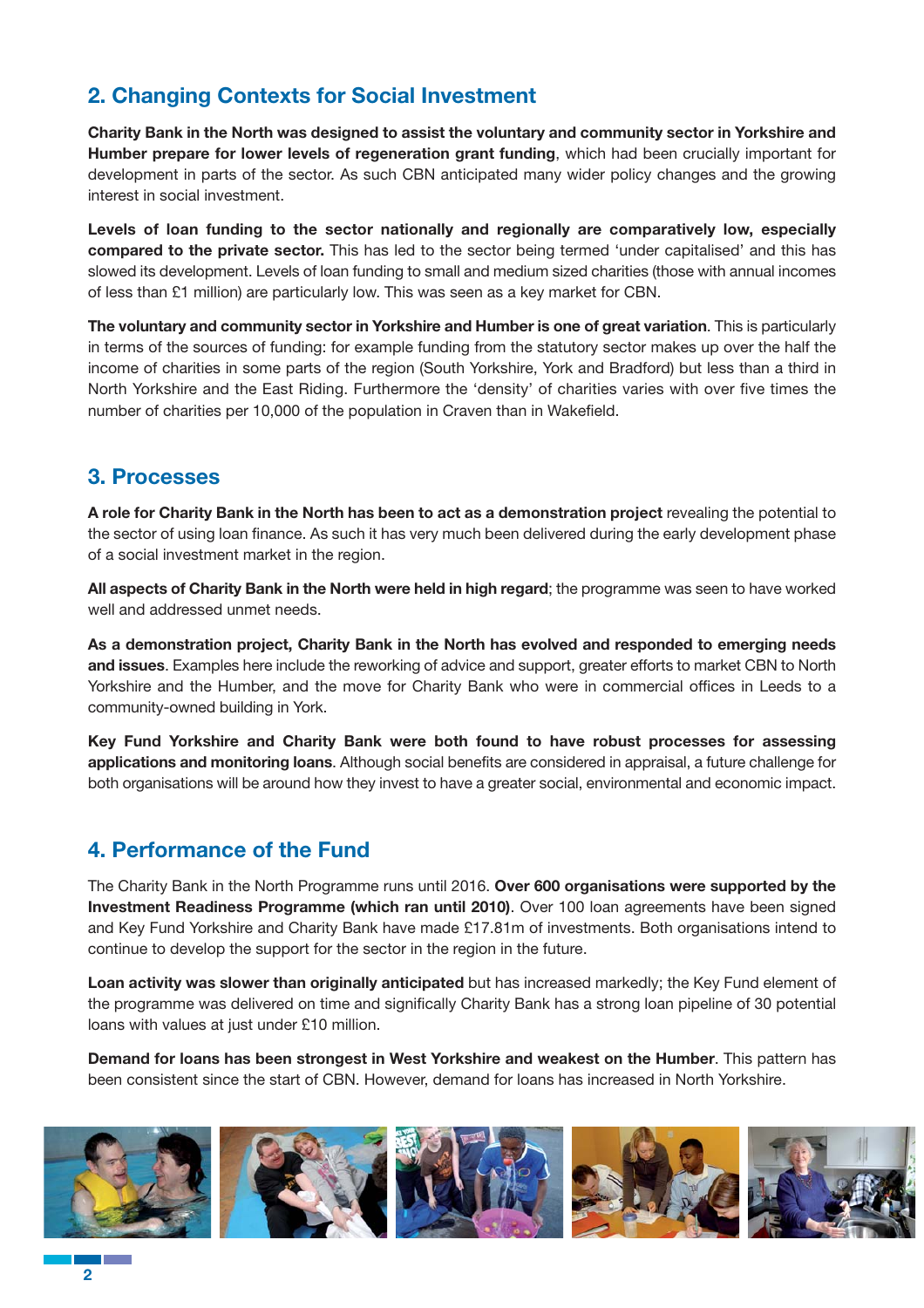## 2. Changing Contexts for Social Investment

**Charity Bank in the North was designed to assist the voluntary and community sector in Yorkshire and Humber prepare for lower levels of regeneration grant funding**, which had been crucially important for development in parts of the sector. As such CBN anticipated many wider policy changes and the growing interest in social investment.

**Levels of loan funding to the sector nationally and regionally are comparatively low, especially compared to the private sector.** This has led to the sector being termed 'under capitalised' and this has slowed its development. Levels of loan funding to small and medium sized charities (those with annual incomes of less than £1 million) are particularly low. This was seen as a key market for CBN.

**The voluntary and community sector in Yorkshire and Humber is one of great variation**. This is particularly in terms of the sources of funding: for example funding from the statutory sector makes up over the half the income of charities in some parts of the region (South Yorkshire, York and Bradford) but less than a third in North Yorkshire and the East Riding. Furthermore the 'density' of charities varies with over five times the number of charities per 10,000 of the population in Craven than in Wakefield.

## 3. Processes

**A role for Charity Bank in the North has been to act as a demonstration project** revealing the potential to the sector of using loan finance. As such it has very much been delivered during the early development phase of a social investment market in the region.

**All aspects of Charity Bank in the North were held in high regard**; the programme was seen to have worked well and addressed unmet needs.

**As a demonstration project, Charity Bank in the North has evolved and responded to emerging needs and issues**. Examples here include the reworking of advice and support, greater efforts to market CBN to North Yorkshire and the Humber, and the move for Charity Bank who were in commercial offices in Leeds to a community-owned building in York.

**Key Fund Yorkshire and Charity Bank were both found to have robust processes for assessing applications and monitoring loans**. Although social benefits are considered in appraisal, a future challenge for both organisations will be around how they invest to have a greater social, environmental and economic impact.

## 4. Performance of the Fund

The Charity Bank in the North Programme runs until 2016. **Over 600 organisations were supported by the Investment Readiness Programme (which ran until 2010)**. Over 100 loan agreements have been signed and Key Fund Yorkshire and Charity Bank have made £17.81m of investments. Both organisations intend to continue to develop the support for the sector in the region in the future.

**Loan activity was slower than originally anticipated** but has increased markedly; the Key Fund element of the programme was delivered on time and significally Charity Bank has a strong loan pipeline of 30 potential loans with values at just under £10 million.

**Demand for loans has been strongest in West Yorkshire and weakest on the Humber**. This pattern has been consistent since the start of CBN. However, demand for loans has increased in North Yorkshire.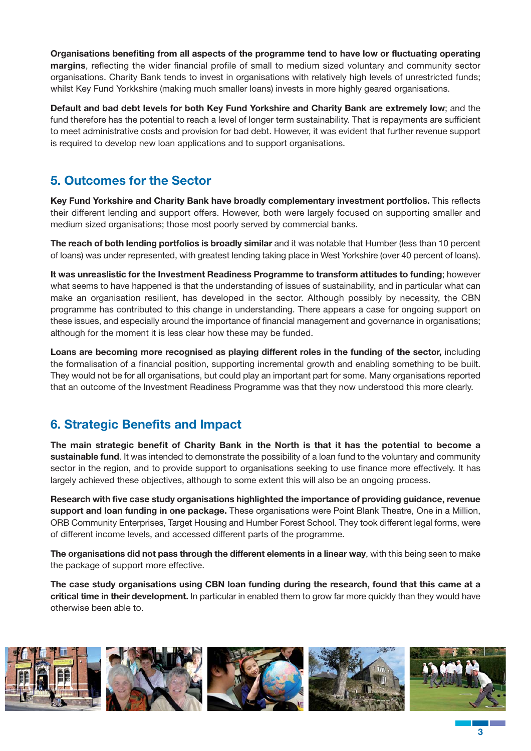**Organisations benefiting from all aspects of the programme tend to have low or fluctuating operating margins**, reflecting the wider financial profile of small to medium sized voluntary and community sector organisations. Charity Bank tends to invest in organisations with relatively high levels of unrestricted funds; whilst Key Fund Yorkkshire (making much smaller loans) invests in more highly geared organisations.

**Default and bad debt levels for both Key Fund Yorkshire and Charity Bank are extremely low**; and the fund therefore has the potential to reach a level of longer term sustainability. That is repayments are sufficient to meet administrative costs and provision for bad debt. However, it was evident that further revenue support is required to develop new loan applications and to support organisations.

## 5. Outcomes for the Sector

**Key Fund Yorkshire and Charity Bank have broadly complementary investment portfolios.** This reflects their different lending and support offers. However, both were largely focused on supporting smaller and medium sized organisations; those most poorly served by commercial banks.

**The reach of both lending portfolios is broadly similar** and it was notable that Humber (less than 10 percent of loans) was under represented, with greatest lending taking place in West Yorkshire (over 40 percent of loans).

**It was unreaslistic for the Investment Readiness Programme to transform attitudes to funding**; however what seems to have happened is that the understanding of issues of sustainability, and in particular what can make an organisation resilient, has developed in the sector. Although possibly by necessity, the CBN programme has contributed to this change in understanding. There appears a case for ongoing support on these issues, and especially around the importance of financial management and governance in organisations; although for the moment it is less clear how these may be funded.

**Loans are becoming more recognised as playing different roles in the funding of the sector,** including the formalisation of a financial position, supporting incremental growth and enabling something to be built. They would not be for all organisations, but could play an important part for some. Many organisations reported that an outcome of the Investment Readiness Programme was that they now understood this more clearly.

## 6. Strategic Benefits and Impact

**The main strategic benefit of Charity Bank in the North is that it has the potential to become a sustainable fund**. It was intended to demonstrate the possibility of a loan fund to the voluntary and community sector in the region, and to provide support to organisations seeking to use finance more effectively. It has largely achieved these objectives, although to some extent this will also be an ongoing process.

**Research with five case study organisations highlighted the importance of providing guidance, revenue support and loan funding in one package.** These organisations were Point Blank Theatre, One in a Million, ORB Community Enterprises, Target Housing and Humber Forest School. They took different legal forms, were of different income levels, and accessed different parts of the programme.

**The organisations did not pass through the different elements in a linear way**, with this being seen to make the package of support more effective.

**The case study organisations using CBN loan funding during the research, found that this came at a critical time in their development.** In particular in enabled them to grow far more quickly than they would have otherwise been able to.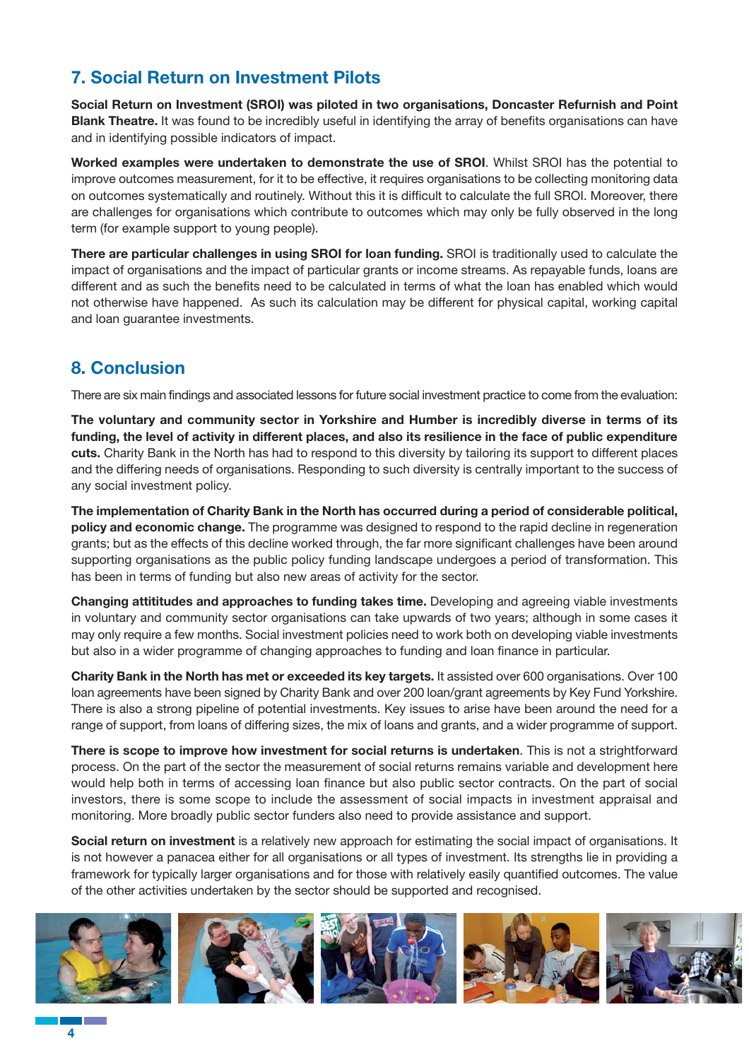## 7. Social Return on Investment Pilots

**Social Return on Investment (SROI) was piloted in two organisations, Doncaster Refurnish and Point Blank Theatre.** It was found to be incredibly useful in identifying the array of benefits organisations can have and in identifying possible indicators of impact.

**Worked examples were undertaken to demonstrate the use of SROI**. Whilst SROI has the potential to improve outcomes measurement, for it to be effective, it requires organisations to be collecting monitoring data on outcomes systematically and routinely. Without this it is difficult to calculate the full SROI. Moreover, there are challenges for organisations which contribute to outcomes which may only be fully observed in the long term (for example support to young people).

**There are particular challenges in using SROI for loan funding.** SROI is traditionally used to calculate the impact of organisations and the impact of particular grants or income streams. As repayable funds, loans are different and as such the benefits need to be calculated in terms of what the loan has enabled which would not otherwise have happened. As such its calculation may be different for physical capital, working capital and loan guarantee investments.

## 8. Conclusion

There are six main findings and associated lessons for future social investment practice to come from the evaluation:

**The voluntary and community sector in Yorkshire and Humber is incredibly diverse in terms of its funding, the level of activity in different places, and also its resilience in the face of public expenditure cuts.** Charity Bank in the North has had to respond to this diversity by tailoring its support to different places and the differing needs of organisations. Responding to such diversity is centrally important to the success of any social investment policy.

**The implementation of Charity Bank in the North has occurred during a period of considerable political, policy and economic change.** The programme was designed to respond to the rapid decline in regeneration grants; but as the effects of this decline worked through, the far more significant challenges have been around supporting organisations as the public policy funding landscape undergoes a period of transformation. This has been in terms of funding but also new areas of activity for the sector.

**Changing attititudes and approaches to funding takes time.** Developing and agreeing viable investments in voluntary and community sector organisations can take upwards of two years; although in some cases it may only require a few months. Social investment policies need to work both on developing viable investments but also in a wider programme of changing approaches to funding and loan finance in particular.

**Charity Bank in the North has met or exceeded its key targets.** It assisted over 600 organisations. Over 100 loan agreements have been signed by Charity Bank and over 200 loan/grant agreements by Key Fund Yorkshire. There is also a strong pipeline of potential investments. Key issues to arise have been around the need for a range of support, from loans of differing sizes, the mix of loans and grants, and a wider programme of support.

**There is scope to improve how investment for social returns is undertaken**. This is not a strightforward process. On the part of the sector the measurement of social returns remains variable and development here would help both in terms of accessing loan finance but also public sector contracts. On the part of social investors, there is some scope to include the assessment of social impacts in investment appraisal and monitoring. More broadly public sector funders also need to provide assistance and support.

**Social return on investment** is a relatively new approach for estimating the social impact of organisations. It is not however a panacea either for all organisations or all types of investment. Its strengths lie in providing a framework for typically larger organisations and for those with relatively easily quantified outcomes. The value of the other activities undertaken by the sector should be supported and recognised.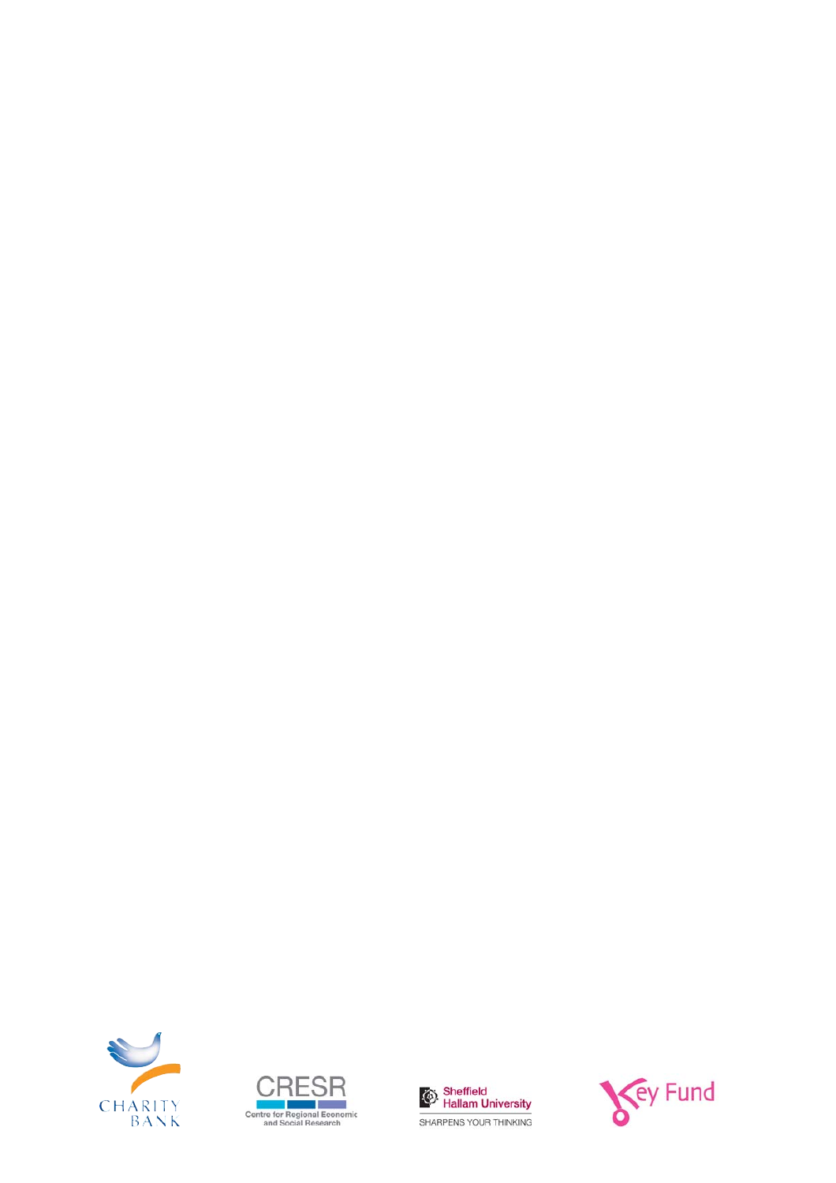CHARITY BANK

CRESR

Centre for Regional Economic and Social Research

Sheffield Hallam University

SHARPENS YOUR THINKING

Key Fund